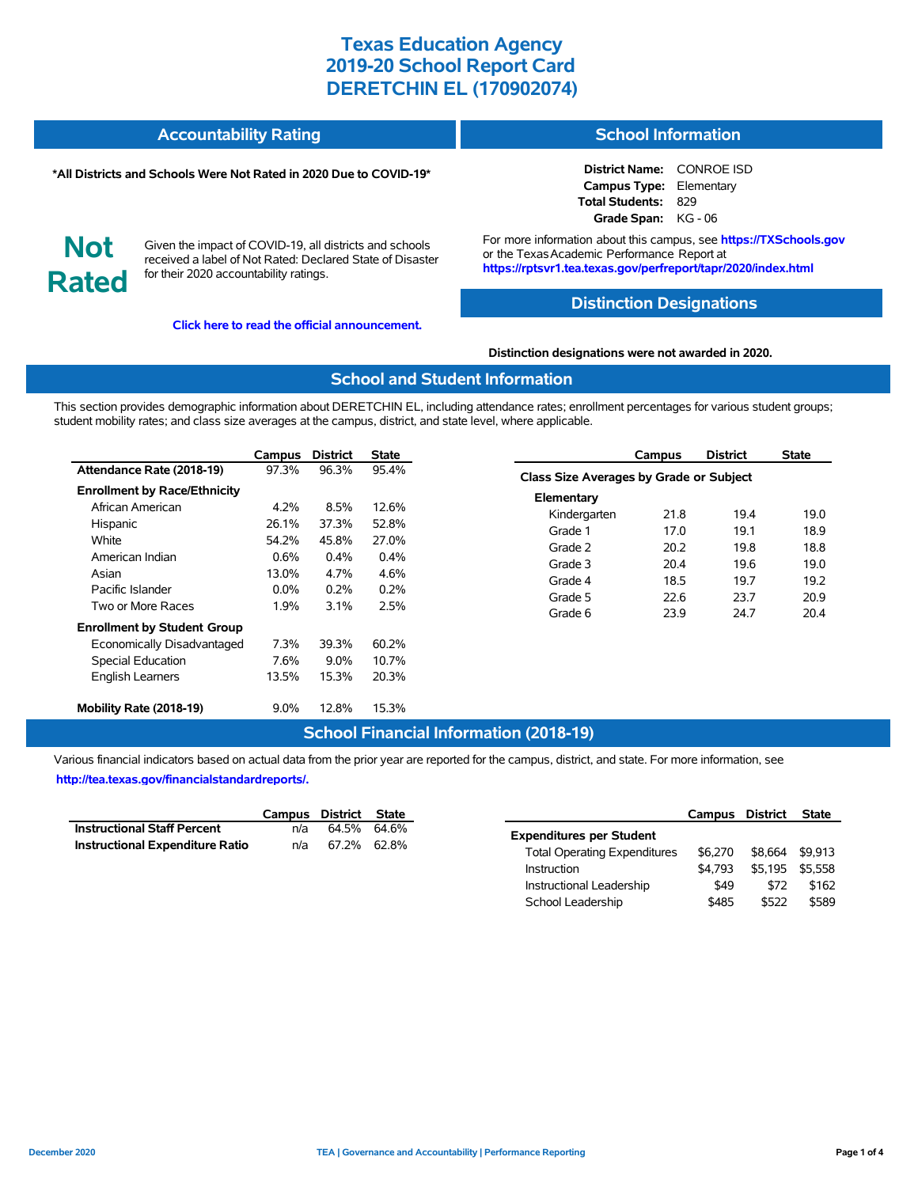# Texas Education Agency
# 2019-20 School Report Card
# DERETCHIN EL (170902074)

## Accountability Rating

**\*All Districts and Schools Were Not Rated in 2020 Due to COVID-19\***

**Not Rated**

Given the impact of COVID-19, all districts and schools received a label of Not Rated: Declared State of Disaster for their 2020 accountability ratings.

**Click here to read the official announcement.**

## School Information

**District Name:** CONROE ISD
**Campus Type:** Elementary
**Total Students:** 829
**Grade Span:** KG - 06

For more information about this campus, see **https://TXSchools.gov** or the Texas Academic Performance Report at **https://rptsvr1.tea.texas.gov/perfreport/tapr/2020/index.html**

## Distinction Designations

**Distinction designations were not awarded in 2020.**

## School and Student Information

This section provides demographic information about DERETCHIN EL, including attendance rates; enrollment percentages for various student groups; student mobility rates; and class size averages at the campus, district, and state level, where applicable.

| | Campus | District | State |
|---|---|---|---|
| **Attendance Rate (2018-19)** | 97.3% | 96.3% | 95.4% |
| **Enrollment by Race/Ethnicity** | | | |
| African American | 4.2% | 8.5% | 12.6% |
| Hispanic | 26.1% | 37.3% | 52.8% |
| White | 54.2% | 45.8% | 27.0% |
| American Indian | 0.6% | 0.4% | 0.4% |
| Asian | 13.0% | 4.7% | 4.6% |
| Pacific Islander | 0.0% | 0.2% | 0.2% |
| Two or More Races | 1.9% | 3.1% | 2.5% |
| **Enrollment by Student Group** | | | |
| Economically Disadvantaged | 7.3% | 39.3% | 60.2% |
| Special Education | 7.6% | 9.0% | 10.7% |
| English Learners | 13.5% | 15.3% | 20.3% |
| **Mobility Rate (2018-19)** | 9.0% | 12.8% | 15.3% |

| | Campus | District | State |
|---|---|---|---|
| **Class Size Averages by Grade or Subject** | | | |
| **Elementary** | | | |
| Kindergarten | 21.8 | 19.4 | 19.0 |
| Grade 1 | 17.0 | 19.1 | 18.9 |
| Grade 2 | 20.2 | 19.8 | 18.8 |
| Grade 3 | 20.4 | 19.6 | 19.0 |
| Grade 4 | 18.5 | 19.7 | 19.2 |
| Grade 5 | 22.6 | 23.7 | 20.9 |
| Grade 6 | 23.9 | 24.7 | 20.4 |

## School Financial Information (2018-19)

Various financial indicators based on actual data from the prior year are reported for the campus, district, and state. For more information, see **http://tea.texas.gov/financialstandardreports/.**

| | Campus | District | State |
|---|---|---|---|
| **Instructional Staff Percent** | n/a | 64.5% | 64.6% |
| **Instructional Expenditure Ratio** | n/a | 67.2% | 62.8% |

| | Campus | District | State |
|---|---|---|---|
| **Expenditures per Student** | | | |
| Total Operating Expenditures | $6,270 | $8,664 | $9,913 |
| Instruction | $4,793 | $5,195 | $5,558 |
| Instructional Leadership | $49 | $72 | $162 |
| School Leadership | $485 | $522 | $589 |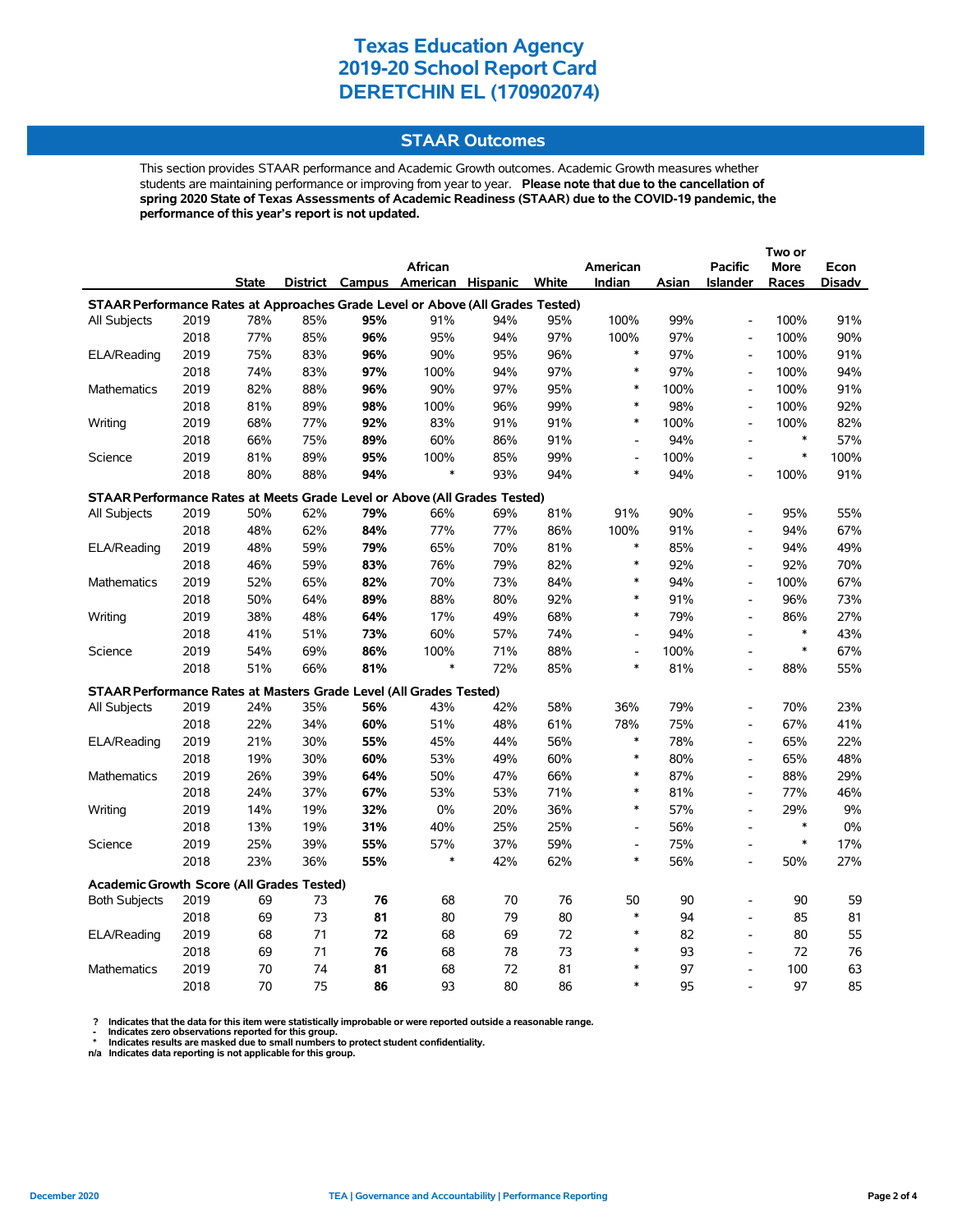# Texas Education Agency
# 2019-20 School Report Card
# DERETCHIN EL (170902074)

## STAAR Outcomes

This section provides STAAR performance and Academic Growth outcomes. Academic Growth measures whether students are maintaining performance or improving from year to year. **Please note that due to the cancellation of spring 2020 State of Texas Assessments of Academic Readiness (STAAR) due to the COVID-19 pandemic, the performance of this year's report is not updated.**

| | | State | District | Campus | African American | Hispanic | White | American Indian | Asian | Pacific Islander | Two or More Races | Econ Disadv |
|---|---|---|---|---|---|---|---|---|---|---|---|---|
| **STAAR Performance Rates at Approaches Grade Level or Above (All Grades Tested)** | | | | | | | | | | | | |
| All Subjects | 2019 | 78% | 85% | **95%** | 91% | 94% | 95% | 100% | 99% | - | 100% | 91% |
| | 2018 | 77% | 85% | **96%** | 95% | 94% | 97% | 100% | 97% | - | 100% | 90% |
| ELA/Reading | 2019 | 75% | 83% | **96%** | 90% | 95% | 96% | * | 97% | - | 100% | 91% |
| | 2018 | 74% | 83% | **97%** | 100% | 94% | 97% | * | 97% | - | 100% | 94% |
| Mathematics | 2019 | 82% | 88% | **96%** | 90% | 97% | 95% | * | 100% | - | 100% | 91% |
| | 2018 | 81% | 89% | **98%** | 100% | 96% | 99% | * | 98% | - | 100% | 92% |
| Writing | 2019 | 68% | 77% | **92%** | 83% | 91% | 91% | * | 100% | - | 100% | 82% |
| | 2018 | 66% | 75% | **89%** | 60% | 86% | 91% | - | 94% | - | * | 57% |
| Science | 2019 | 81% | 89% | **95%** | 100% | 85% | 99% | - | 100% | - | * | 100% |
| | 2018 | 80% | 88% | **94%** | * | 93% | 94% | * | 94% | - | 100% | 91% |
| **STAAR Performance Rates at Meets Grade Level or Above (All Grades Tested)** | | | | | | | | | | | | |
| All Subjects | 2019 | 50% | 62% | **79%** | 66% | 69% | 81% | 91% | 90% | - | 95% | 55% |
| | 2018 | 48% | 62% | **84%** | 77% | 77% | 86% | 100% | 91% | - | 94% | 67% |
| ELA/Reading | 2019 | 48% | 59% | **79%** | 65% | 70% | 81% | * | 85% | - | 94% | 49% |
| | 2018 | 46% | 59% | **83%** | 76% | 79% | 82% | * | 92% | - | 92% | 70% |
| Mathematics | 2019 | 52% | 65% | **82%** | 70% | 73% | 84% | * | 94% | - | 100% | 67% |
| | 2018 | 50% | 64% | **89%** | 88% | 80% | 92% | * | 91% | - | 96% | 73% |
| Writing | 2019 | 38% | 48% | **64%** | 17% | 49% | 68% | * | 79% | - | 86% | 27% |
| | 2018 | 41% | 51% | **73%** | 60% | 57% | 74% | - | 94% | - | * | 43% |
| Science | 2019 | 54% | 69% | **86%** | 100% | 71% | 88% | - | 100% | - | * | 67% |
| | 2018 | 51% | 66% | **81%** | * | 72% | 85% | * | 81% | - | 88% | 55% |
| **STAAR Performance Rates at Masters Grade Level (All Grades Tested)** | | | | | | | | | | | | |
| All Subjects | 2019 | 24% | 35% | **56%** | 43% | 42% | 58% | 36% | 79% | - | 70% | 23% |
| | 2018 | 22% | 34% | **60%** | 51% | 48% | 61% | 78% | 75% | - | 67% | 41% |
| ELA/Reading | 2019 | 21% | 30% | **55%** | 45% | 44% | 56% | * | 78% | - | 65% | 22% |
| | 2018 | 19% | 30% | **60%** | 53% | 49% | 60% | * | 80% | - | 65% | 48% |
| Mathematics | 2019 | 26% | 39% | **64%** | 50% | 47% | 66% | * | 87% | - | 88% | 29% |
| | 2018 | 24% | 37% | **67%** | 53% | 53% | 71% | * | 81% | - | 77% | 46% |
| Writing | 2019 | 14% | 19% | **32%** | 0% | 20% | 36% | * | 57% | - | 29% | 9% |
| | 2018 | 13% | 19% | **31%** | 40% | 25% | 25% | - | 56% | - | * | 0% |
| Science | 2019 | 25% | 39% | **55%** | 57% | 37% | 59% | - | 75% | - | * | 17% |
| | 2018 | 23% | 36% | **55%** | * | 42% | 62% | * | 56% | - | 50% | 27% |
| **Academic Growth Score (All Grades Tested)** | | | | | | | | | | | | |
| Both Subjects | 2019 | 69 | 73 | **76** | 68 | 70 | 76 | 50 | 90 | - | 90 | 59 |
| | 2018 | 69 | 73 | **81** | 80 | 79 | 80 | * | 94 | - | 85 | 81 |
| ELA/Reading | 2019 | 68 | 71 | **72** | 68 | 69 | 72 | * | 82 | - | 80 | 55 |
| | 2018 | 69 | 71 | **76** | 68 | 78 | 73 | * | 93 | - | 72 | 76 |
| Mathematics | 2019 | 70 | 74 | **81** | 68 | 72 | 81 | * | 97 | - | 100 | 63 |
| | 2018 | 70 | 75 | **86** | 93 | 80 | 86 | * | 95 | - | 97 | 85 |

**?** Indicates that the data for this item were statistically improbable or were reported outside a reasonable range.
**-** Indicates zero observations reported for this group.
**\*** Indicates results are masked due to small numbers to protect student confidentiality.
**n/a** Indicates data reporting is not applicable for this group.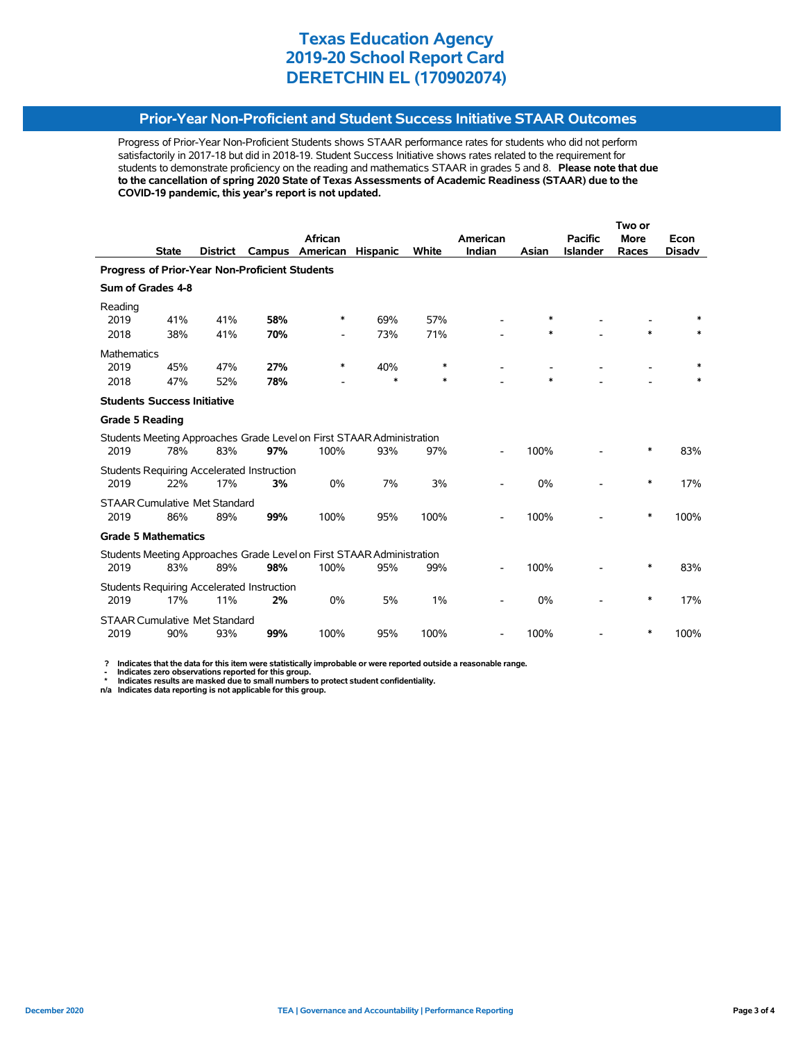# Texas Education Agency
# 2019-20 School Report Card
# DERETCHIN EL (170902074)

## Prior-Year Non-Proficient and Student Success Initiative STAAR Outcomes

Progress of Prior-Year Non-Proficient Students shows STAAR performance rates for students who did not perform satisfactorily in 2017-18 but did in 2018-19. Student Success Initiative shows rates related to the requirement for students to demonstrate proficiency on the reading and mathematics STAAR in grades 5 and 8. **Please note that due to the cancellation of spring 2020 State of Texas Assessments of Academic Readiness (STAAR) due to the COVID-19 pandemic, this year's report is not updated.**

| | State | District | Campus | African American | Hispanic | White | American Indian | Asian | Pacific Islander | Two or More Races | Econ Disadv |
|---|---|---|---|---|---|---|---|---|---|---|---|
| **Progress of Prior-Year Non-Proficient Students** | | | | | | | | | | | |
| **Sum of Grades 4-8** | | | | | | | | | | | |
| Reading | | | | | | | | | | | |
| 2019 | 41% | 41% | **58%** | * | 69% | 57% | - | * | - | - | * |
| 2018 | 38% | 41% | **70%** | - | 73% | 71% | - | * | - | * | * |
| Mathematics | | | | | | | | | | | |
| 2019 | 45% | 47% | **27%** | * | 40% | * | - | - | - | - | * |
| 2018 | 47% | 52% | **78%** | - | * | * | - | * | - | - | * |
| **Students Success Initiative** | | | | | | | | | | | |
| **Grade 5 Reading** | | | | | | | | | | | |
| Students Meeting Approaches Grade Level on First STAAR Administration | | | | | | | | | | | |
| 2019 | 78% | 83% | **97%** | 100% | 93% | 97% | - | 100% | - | * | 83% |
| Students Requiring Accelerated Instruction | | | | | | | | | | | |
| 2019 | 22% | 17% | **3%** | 0% | 7% | 3% | - | 0% | - | * | 17% |
| STAAR Cumulative Met Standard | | | | | | | | | | | |
| 2019 | 86% | 89% | **99%** | 100% | 95% | 100% | - | 100% | - | * | 100% |
| **Grade 5 Mathematics** | | | | | | | | | | | |
| Students Meeting Approaches Grade Level on First STAAR Administration | | | | | | | | | | | |
| 2019 | 83% | 89% | **98%** | 100% | 95% | 99% | - | 100% | - | * | 83% |
| Students Requiring Accelerated Instruction | | | | | | | | | | | |
| 2019 | 17% | 11% | **2%** | 0% | 5% | 1% | - | 0% | - | * | 17% |
| STAAR Cumulative Met Standard | | | | | | | | | | | |
| 2019 | 90% | 93% | **99%** | 100% | 95% | 100% | - | 100% | - | * | 100% |

**?** Indicates that the data for this item were statistically improbable or were reported outside a reasonable range.
**-** Indicates zero observations reported for this group.
**\*** Indicates results are masked due to small numbers to protect student confidentiality.
**n/a** Indicates data reporting is not applicable for this group.